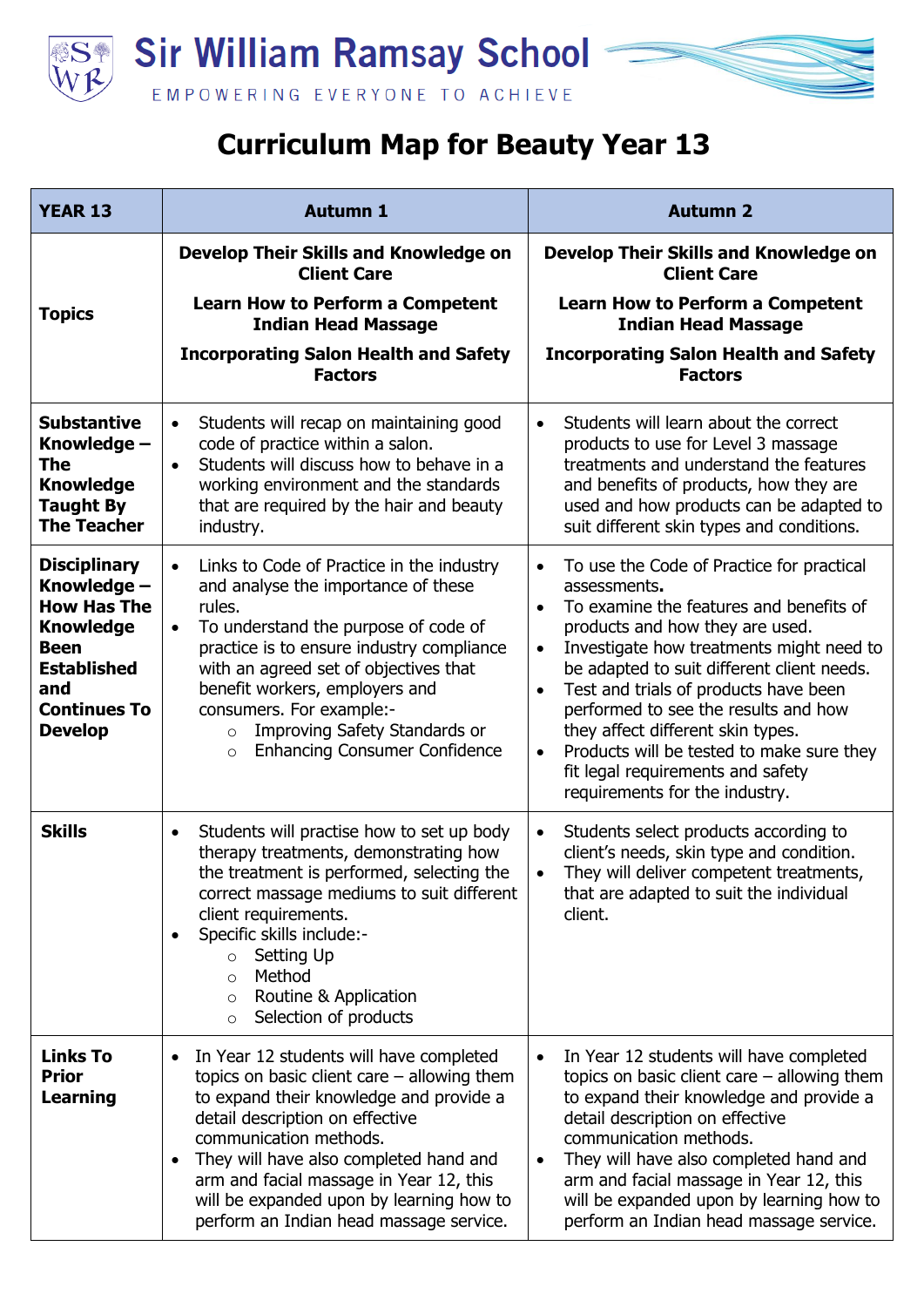# Sir William Ramsay School

EMPOWERING EVERYONE TO ACHIEVE

## Curriculum Map for Beauty Year 13

| YEAR 13 | Autumn 1 | Autumn 2 |
|---|---|---|
| **Topics** | **Develop Their Skills and Knowledge on Client Care**<br><br>**Learn How to Perform a Competent Indian Head Massage**<br><br>**Incorporating Salon Health and Safety Factors** | **Develop Their Skills and Knowledge on Client Care**<br><br>**Learn How to Perform a Competent Indian Head Massage**<br><br>**Incorporating Salon Health and Safety Factors** |
| **Substantive Knowledge – The Knowledge Taught By The Teacher** | • Students will recap on maintaining good code of practice within a salon.<br>• Students will discuss how to behave in a working environment and the standards that are required by the hair and beauty industry. | • Students will learn about the correct products to use for Level 3 massage treatments and understand the features and benefits of products, how they are used and how products can be adapted to suit different skin types and conditions. |
| **Disciplinary Knowledge – How Has The Knowledge Been Established and Continues To Develop** | • Links to Code of Practice in the industry and analyse the importance of these rules.<br>• To understand the purpose of code of practice is to ensure industry compliance with an agreed set of objectives that benefit workers, employers and consumers. For example:-<br>  ◦ Improving Safety Standards or<br>  ◦ Enhancing Consumer Confidence | • To use the Code of Practice for practical assessments.<br>• To examine the features and benefits of products and how they are used.<br>• Investigate how treatments might need to be adapted to suit different client needs.<br>• Test and trials of products have been performed to see the results and how they affect different skin types.<br>• Products will be tested to make sure they fit legal requirements and safety requirements for the industry. |
| **Skills** | • Students will practise how to set up body therapy treatments, demonstrating how the treatment is performed, selecting the correct massage mediums to suit different client requirements.<br>• Specific skills include:-<br>  ◦ Setting Up<br>  ◦ Method<br>  ◦ Routine & Application<br>  ◦ Selection of products | • Students select products according to client's needs, skin type and condition.<br>• They will deliver competent treatments, that are adapted to suit the individual client. |
| **Links To Prior Learning** | • In Year 12 students will have completed topics on basic client care – allowing them to expand their knowledge and provide a detail description on effective communication methods.<br>• They will have also completed hand and arm and facial massage in Year 12, this will be expanded upon by learning how to perform an Indian head massage service. | • In Year 12 students will have completed topics on basic client care – allowing them to expand their knowledge and provide a detail description on effective communication methods.<br>• They will have also completed hand and arm and facial massage in Year 12, this will be expanded upon by learning how to perform an Indian head massage service. |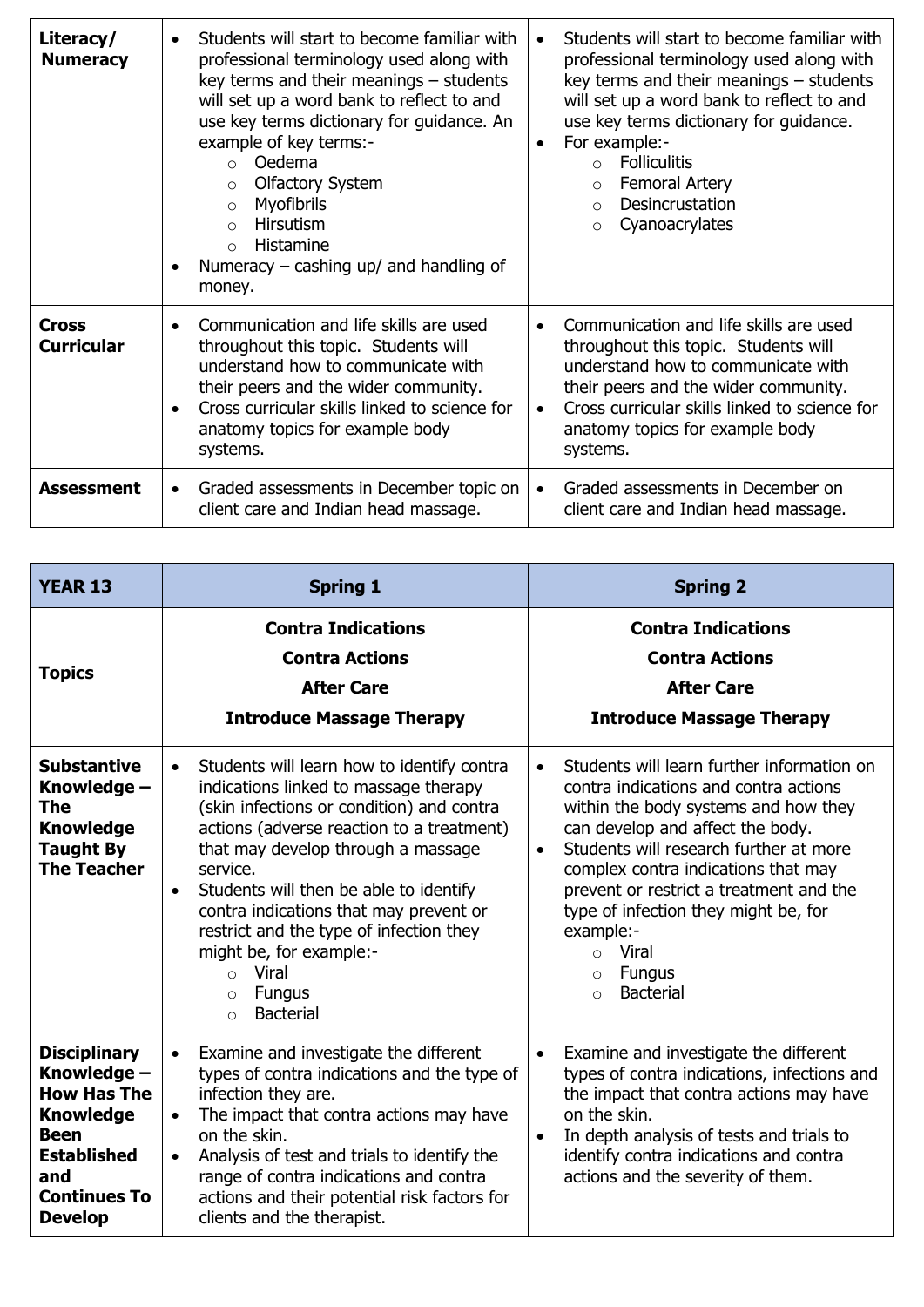| | | |
|---|---|---|
| **Literacy/ Numeracy** | • Students will start to become familiar with professional terminology used along with key terms and their meanings – students will set up a word bank to reflect to and use key terms dictionary for guidance. An example of key terms:-<br>  ○ Oedema<br>  ○ Olfactory System<br>  ○ Myofibrils<br>  ○ Hirsutism<br>  ○ Histamine<br>• Numeracy – cashing up/ and handling of money. | • Students will start to become familiar with professional terminology used along with key terms and their meanings – students will set up a word bank to reflect to and use key terms dictionary for guidance.<br>• For example:-<br>  ○ Folliculitis<br>  ○ Femoral Artery<br>  ○ Desincrustation<br>  ○ Cyanoacrylates |
| **Cross Curricular** | • Communication and life skills are used throughout this topic. Students will understand how to communicate with their peers and the wider community.<br>• Cross curricular skills linked to science for anatomy topics for example body systems. | • Communication and life skills are used throughout this topic. Students will understand how to communicate with their peers and the wider community.<br>• Cross curricular skills linked to science for anatomy topics for example body systems. |
| **Assessment** | • Graded assessments in December topic on client care and Indian head massage. | • Graded assessments in December on client care and Indian head massage. |

| **YEAR 13** | **Spring 1** | **Spring 2** |
|---|---|---|
| **Topics** | **Contra Indications**<br>**Contra Actions**<br>**After Care**<br>**Introduce Massage Therapy** | **Contra Indications**<br>**Contra Actions**<br>**After Care**<br>**Introduce Massage Therapy** |
| **Substantive Knowledge – The Knowledge Taught By The Teacher** | • Students will learn how to identify contra indications linked to massage therapy (skin infections or condition) and contra actions (adverse reaction to a treatment) that may develop through a massage service.<br>• Students will then be able to identify contra indications that may prevent or restrict and the type of infection they might be, for example:-<br>  ○ Viral<br>  ○ Fungus<br>  ○ Bacterial | • Students will learn further information on contra indications and contra actions within the body systems and how they can develop and affect the body.<br>• Students will research further at more complex contra indications that may prevent or restrict a treatment and the type of infection they might be, for example:-<br>  ○ Viral<br>  ○ Fungus<br>  ○ Bacterial |
| **Disciplinary Knowledge – How Has The Knowledge Been Established and Continues To Develop** | • Examine and investigate the different types of contra indications and the type of infection they are.<br>• The impact that contra actions may have on the skin.<br>• Analysis of test and trials to identify the range of contra indications and contra actions and their potential risk factors for clients and the therapist. | • Examine and investigate the different types of contra indications, infections and the impact that contra actions may have on the skin.<br>• In depth analysis of tests and trials to identify contra indications and contra actions and the severity of them. |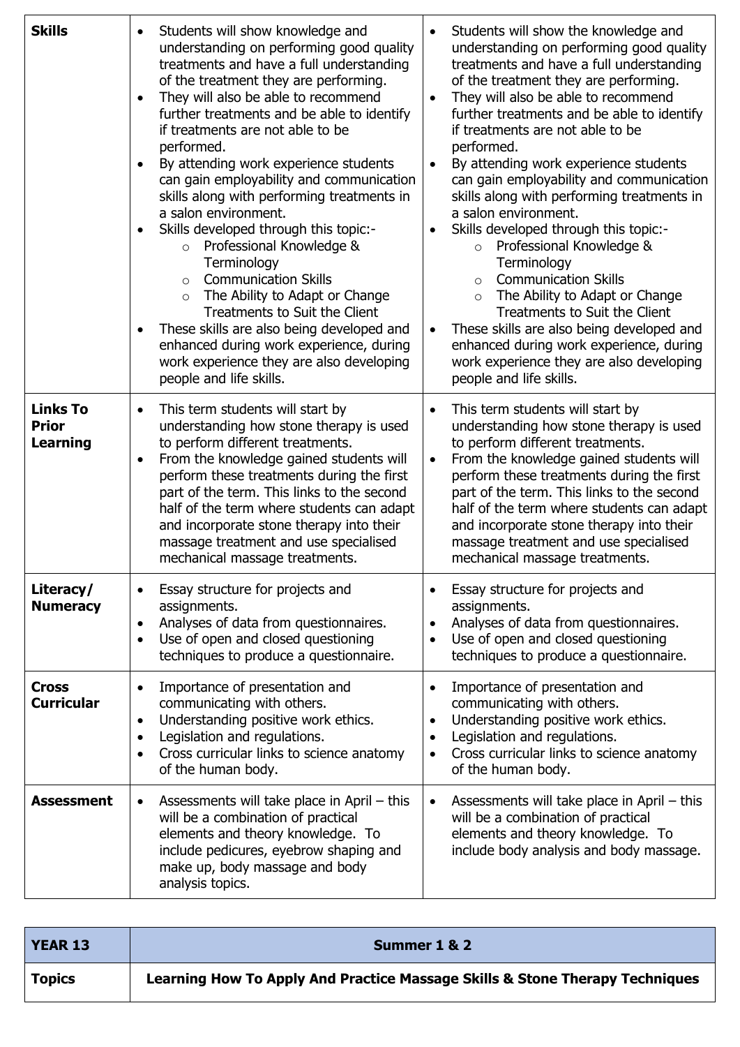| **Skills** | • Students will show knowledge and understanding on performing good quality treatments and have a full understanding of the treatment they are performing.<br>• They will also be able to recommend further treatments and be able to identify if treatments are not able to be performed.<br>• By attending work experience students can gain employability and communication skills along with performing treatments in a salon environment.<br>• Skills developed through this topic:-<br>  ○ Professional Knowledge & Terminology<br>  ○ Communication Skills<br>  ○ The Ability to Adapt or Change Treatments to Suit the Client<br>• These skills are also being developed and enhanced during work experience, during work experience they are also developing people and life skills. | • Students will show the knowledge and understanding on performing good quality treatments and have a full understanding of the treatment they are performing.<br>• They will also be able to recommend further treatments and be able to identify if treatments are not able to be performed.<br>• By attending work experience students can gain employability and communication skills along with performing treatments in a salon environment.<br>• Skills developed through this topic:-<br>  ○ Professional Knowledge & Terminology<br>  ○ Communication Skills<br>  ○ The Ability to Adapt or Change Treatments to Suit the Client<br>• These skills are also being developed and enhanced during work experience, during work experience they are also developing people and life skills. |
|---|---|---|
| **Links To Prior Learning** | • This term students will start by understanding how stone therapy is used to perform different treatments.<br>• From the knowledge gained students will perform these treatments during the first part of the term. This links to the second half of the term where students can adapt and incorporate stone therapy into their massage treatment and use specialised mechanical massage treatments. | • This term students will start by understanding how stone therapy is used to perform different treatments.<br>• From the knowledge gained students will perform these treatments during the first part of the term. This links to the second half of the term where students can adapt and incorporate stone therapy into their massage treatment and use specialised mechanical massage treatments. |
| **Literacy/ Numeracy** | • Essay structure for projects and assignments.<br>• Analyses of data from questionnaires.<br>• Use of open and closed questioning techniques to produce a questionnaire. | • Essay structure for projects and assignments.<br>• Analyses of data from questionnaires.<br>• Use of open and closed questioning techniques to produce a questionnaire. |
| **Cross Curricular** | • Importance of presentation and communicating with others.<br>• Understanding positive work ethics.<br>• Legislation and regulations.<br>• Cross curricular links to science anatomy of the human body. | • Importance of presentation and communicating with others.<br>• Understanding positive work ethics.<br>• Legislation and regulations.<br>• Cross curricular links to science anatomy of the human body. |
| **Assessment** | • Assessments will take place in April – this will be a combination of practical elements and theory knowledge. To include pedicures, eyebrow shaping and make up, body massage and body analysis topics. | • Assessments will take place in April – this will be a combination of practical elements and theory knowledge. To include body analysis and body massage. |

| **YEAR 13** | **Summer 1 & 2** |
|---|---|
| **Topics** | **Learning How To Apply And Practice Massage Skills & Stone Therapy Techniques** |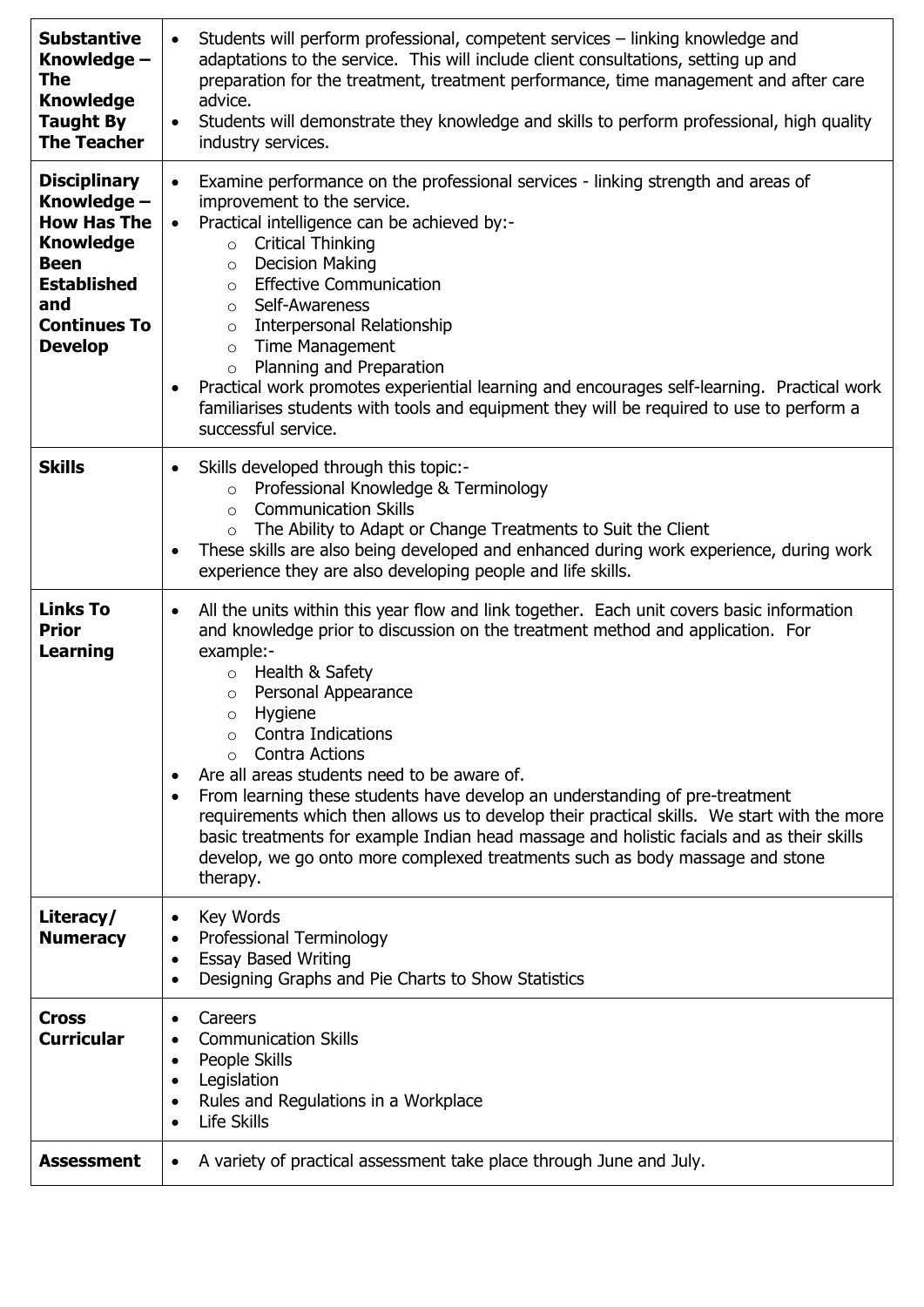| | |
|---|---|
| **Substantive Knowledge – The Knowledge Taught By The Teacher** | • Students will perform professional, competent services – linking knowledge and adaptations to the service. This will include client consultations, setting up and preparation for the treatment, treatment performance, time management and after care advice.<br>• Students will demonstrate they knowledge and skills to perform professional, high quality industry services. |
| **Disciplinary Knowledge – How Has The Knowledge Been Established and Continues To Develop** | • Examine performance on the professional services - linking strength and areas of improvement to the service.<br>• Practical intelligence can be achieved by:-<br>  ○ Critical Thinking<br>  ○ Decision Making<br>  ○ Effective Communication<br>  ○ Self-Awareness<br>  ○ Interpersonal Relationship<br>  ○ Time Management<br>  ○ Planning and Preparation<br>• Practical work promotes experiential learning and encourages self-learning. Practical work familiarises students with tools and equipment they will be required to use to perform a successful service. |
| **Skills** | • Skills developed through this topic:-<br>  ○ Professional Knowledge & Terminology<br>  ○ Communication Skills<br>  ○ The Ability to Adapt or Change Treatments to Suit the Client<br>• These skills are also being developed and enhanced during work experience, during work experience they are also developing people and life skills. |
| **Links To Prior Learning** | • All the units within this year flow and link together. Each unit covers basic information and knowledge prior to discussion on the treatment method and application. For example:-<br>  ○ Health & Safety<br>  ○ Personal Appearance<br>  ○ Hygiene<br>  ○ Contra Indications<br>  ○ Contra Actions<br>• Are all areas students need to be aware of.<br>• From learning these students have develop an understanding of pre-treatment requirements which then allows us to develop their practical skills. We start with the more basic treatments for example Indian head massage and holistic facials and as their skills develop, we go onto more complexed treatments such as body massage and stone therapy. |
| **Literacy/ Numeracy** | • Key Words<br>• Professional Terminology<br>• Essay Based Writing<br>• Designing Graphs and Pie Charts to Show Statistics |
| **Cross Curricular** | • Careers<br>• Communication Skills<br>• People Skills<br>• Legislation<br>• Rules and Regulations in a Workplace<br>• Life Skills |
| **Assessment** | • A variety of practical assessment take place through June and July. |